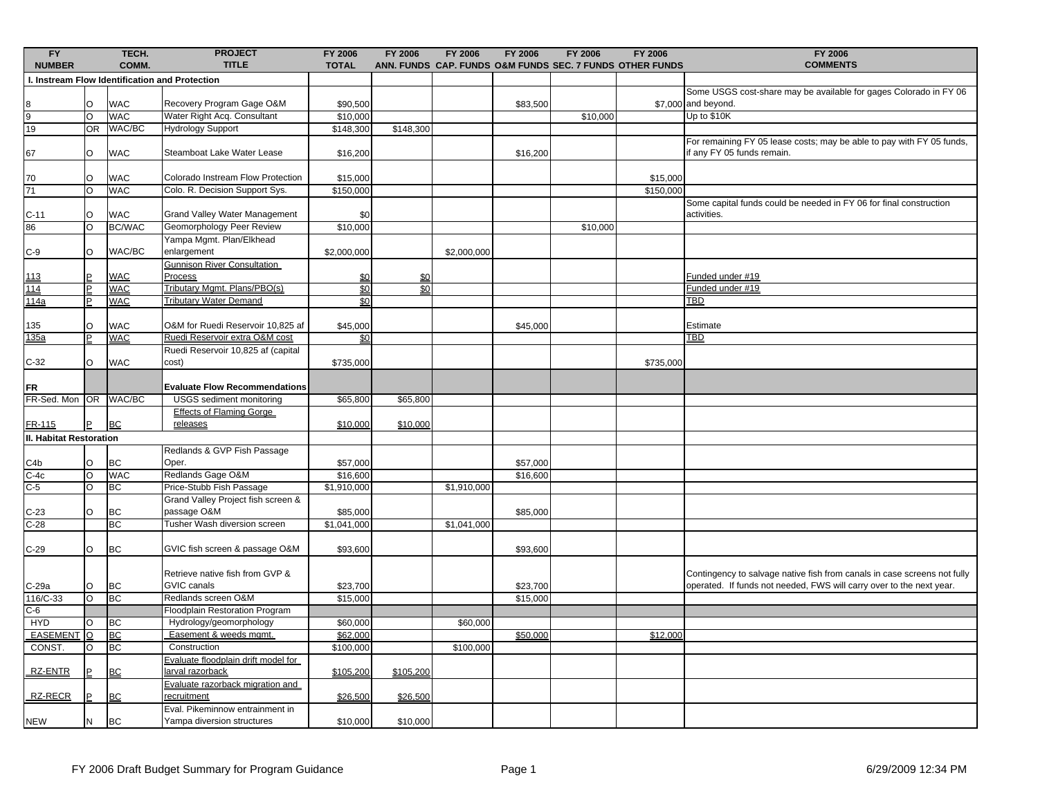| FY NUMBER | | TECH. COMM. | PROJECT TITLE | FY 2006 TOTAL | FY 2006 ANN. FUNDS | FY 2006 CAP. FUNDS | FY 2006 O&M FUNDS | FY 2006 SEC. 7 FUNDS | FY 2006 OTHER FUNDS | FY 2006 COMMENTS |
|---|---|---|---|---|---|---|---|---|---|---|
| **I. Instream Flow Identification and Protection** | | | | | | | | | | |
| 8 | O | WAC | Recovery Program Gage O&M | $90,500 | | | $83,500 | | $7,000 | Some USGS cost-share may be available for gages Colorado in FY 06 and beyond. |
| 9 | O | WAC | Water Right Acq. Consultant | $10,000 | | | | $10,000 | | Up to $10K |
| 19 | OR | WAC/BC | Hydrology Support | $148,300 | $148,300 | | | | | |
| 67 | O | WAC | Steamboat Lake Water Lease | $16,200 | | | $16,200 | | | For remaining FY 05 lease costs; may be able to pay with FY 05 funds, if any FY 05 funds remain. |
| 70 | O | WAC | Colorado Instream Flow Protection | $15,000 | | | | | $15,000 | |
| 71 | O | WAC | Colo. R. Decision Support Sys. | $150,000 | | | | | $150,000 | |
| C-11 | O | WAC | Grand Valley Water Management | $0 | | | | | | Some capital funds could be needed in FY 06 for final construction activities. |
| 86 | O | BC/WAC | Geomorphology Peer Review | $10,000 | | | | $10,000 | | |
| C-9 | O | WAC/BC | Yampa Mgmt. Plan/Elkhead enlargement | $2,000,000 | | $2,000,000 | | | | |
| 113 | P | WAC | Gunnison River Consultation Process | $0 | $0 | | | | | Funded under #19 |
| 114 | P | WAC | Tributary Mgmt. Plans/PBO(s) | $0 | $0 | | | | | Funded under #19 |
| 114a | P | WAC | Tributary Water Demand | $0 | | | | | | TBD |
| 135 | O | WAC | O&M for Ruedi Reservoir 10,825 af | $45,000 | | | $45,000 | | | Estimate |
| 135a | P | WAC | Ruedi Reservoir extra O&M cost | $0 | | | | | | TBD |
| C-32 | O | WAC | Ruedi Reservoir 10,825 af (capital cost) | $735,000 | | | | | $735,000 | |
| **FR** | | | **Evaluate Flow Recommendations** | | | | | | | |
| FR-Sed. Mon | OR | WAC/BC | USGS sediment monitoring | $65,800 | $65,800 | | | | | |
| FR-115 | P | BC | Effects of Flaming Gorge releases | $10,000 | $10,000 | | | | | |
| **II. Habitat Restoration** | | | | | | | | | | |
| C4b | O | BC | Redlands & GVP Fish Passage Oper. | $57,000 | | | $57,000 | | | |
| C-4c | O | WAC | Redlands Gage O&M | $16,600 | | | $16,600 | | | |
| C-5 | O | BC | Price-Stubb Fish Passage | $1,910,000 | | $1,910,000 | | | | |
| C-23 | O | BC | Grand Valley Project fish screen & passage O&M | $85,000 | | | $85,000 | | | |
| C-28 | | BC | Tusher Wash diversion screen | $1,041,000 | | $1,041,000 | | | | |
| C-29 | O | BC | GVIC fish screen & passage O&M | $93,600 | | | $93,600 | | | |
| C-29a | O | BC | Retrieve native fish from GVP & GVIC canals | $23,700 | | | $23,700 | | | Contingency to salvage native fish from canals in case screens not fully operated. If funds not needed, FWS will carry over to the next year. |
| 116/C-33 | O | BC | Redlands screen O&M | $15,000 | | | $15,000 | | | |
| C-6 | | | Floodplain Restoration Program | | | | | | | |
| HYD | O | BC | Hydrology/geomorphology | $60,000 | | $60,000 | | | | |
| EASEMENT | O | BC | Easement & weeds mgmt. | $62,000 | | | $50,000 | | $12,000 | |
| CONST. | O | BC | Construction | $100,000 | | $100,000 | | | | |
| RZ-ENTR | P | BC | Evaluate floodplain drift model for larval razorback | $105,200 | $105,200 | | | | | |
| RZ-RECR | P | BC | Evaluate razorback migration and recruitment | $26,500 | $26,500 | | | | | |
| NEW | N | BC | Eval. Pikeminnow entrainment in Yampa diversion structures | $10,000 | $10,000 | | | | | |

FY 2006 Draft Budget Summary for Program Guidance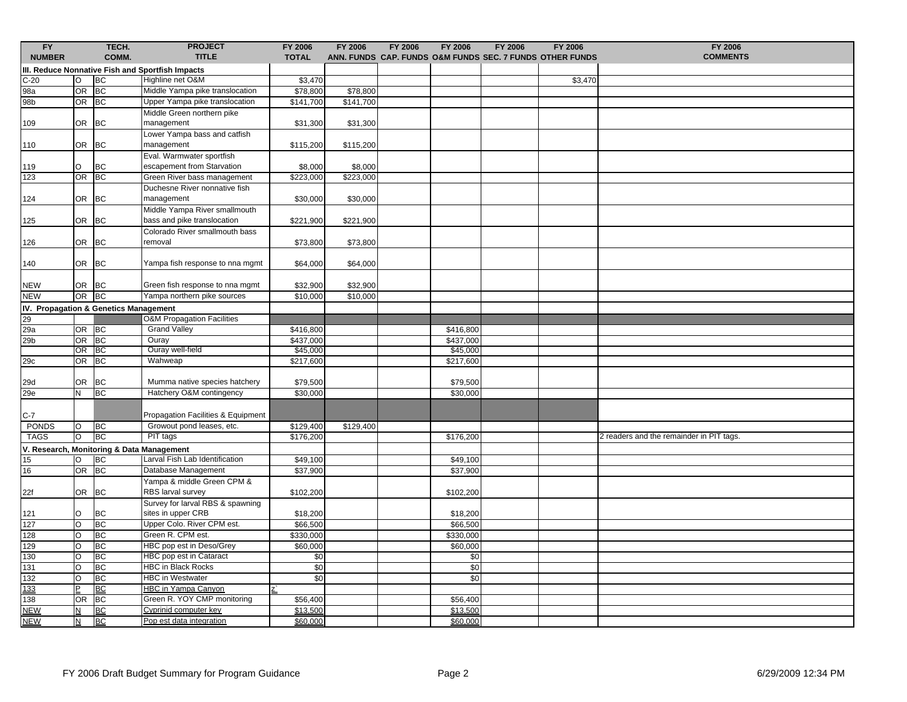| FY NUMBER | | TECH. COMM. | PROJECT TITLE | FY 2006 TOTAL | FY 2006 ANN. FUNDS | FY 2006 CAP. FUNDS | FY 2006 O&M FUNDS | FY 2006 SEC. 7 FUNDS | FY 2006 OTHER FUNDS | FY 2006 COMMENTS |
|---|---|---|---|---|---|---|---|---|---|---|
| **III. Reduce Nonnative Fish and Sportfish Impacts** | | | | | | | | | | |
| C-20 | O | BC | Highline net O&M | $3,470 | | | | | $3,470 | |
| 98a | OR | BC | Middle Yampa pike translocation | $78,800 | $78,800 | | | | | |
| 98b | OR | BC | Upper Yampa pike translocation | $141,700 | $141,700 | | | | | |
| 109 | OR | BC | Middle Green northern pike management | $31,300 | $31,300 | | | | | |
| 110 | OR | BC | Lower Yampa bass and catfish management | $115,200 | $115,200 | | | | | |
| 119 | O | BC | Eval. Warmwater sportfish escapement from Starvation | $8,000 | $8,000 | | | | | |
| 123 | OR | BC | Green River bass management | $223,000 | $223,000 | | | | | |
| 124 | OR | BC | Duchesne River nonnative fish management | $30,000 | $30,000 | | | | | |
| 125 | OR | BC | Middle Yampa River smallmouth bass and pike translocation | $221,900 | $221,900 | | | | | |
| 126 | OR | BC | Colorado River smallmouth bass removal | $73,800 | $73,800 | | | | | |
| 140 | OR | BC | Yampa fish response to nna mgmt | $64,000 | $64,000 | | | | | |
| NEW | OR | BC | Green fish response to nna mgmt | $32,900 | $32,900 | | | | | |
| NEW | OR | BC | Yampa northern pike sources | $10,000 | $10,000 | | | | | |
| **IV. Propagation & Genetics Management** | | | | | | | | | | |
| 29 | | | O&M Propagation Facilities | | | | | | | |
| 29a | OR | BC | Grand Valley | $416,800 | | | $416,800 | | | |
| 29b | OR | BC | Ouray | $437,000 | | | $437,000 | | | |
| | OR | BC | Ouray well-field | $45,000 | | | $45,000 | | | |
| 29c | OR | BC | Wahweap | $217,600 | | | $217,600 | | | |
| 29d | OR | BC | Mumma native species hatchery | $79,500 | | | $79,500 | | | |
| 29e | N | BC | Hatchery O&M contingency | $30,000 | | | $30,000 | | | |
| C-7 | | | Propagation Facilities & Equipment | | | | | | | |
| PONDS | O | BC | Growout pond leases, etc. | $129,400 | $129,400 | | | | | |
| TAGS | O | BC | PIT tags | $176,200 | | | $176,200 | | | 2 readers and the remainder in PIT tags. |
| **V. Research, Monitoring & Data Management** | | | | | | | | | | |
| 15 | O | BC | Larval Fish Lab Identification | $49,100 | | | $49,100 | | | |
| 16 | OR | BC | Database Management | $37,900 | | | $37,900 | | | |
| 22f | OR | BC | Yampa & middle Green CPM & RBS larval survey | $102,200 | | | $102,200 | | | |
| 121 | O | BC | Survey for larval RBS & spawning sites in upper CRB | $18,200 | | | $18,200 | | | |
| 127 | O | BC | Upper Colo. River CPM est. | $66,500 | | | $66,500 | | | |
| 128 | O | BC | Green R. CPM est. | $330,000 | | | $330,000 | | | |
| 129 | O | BC | HBC pop est in Deso/Grey | $60,000 | | | $60,000 | | | |
| 130 | O | BC | HBC pop est in Cataract | $0 | | | $0 | | | |
| 131 | O | BC | HBC in Black Rocks | $0 | | | $0 | | | |
| 132 | O | BC | HBC in Westwater | $0 | | | $0 | | | |
| 133 | P | BC | HBC in Yampa Canyon | z` | | | | | | |
| 138 | OR | BC | Green R. YOY CMP monitoring | $56,400 | | | $56,400 | | | |
| NEW | N | BC | Cyprinid computer key | $13,500 | | | $13,500 | | | |
| NEW | N | BC | Pop est data integration | $60,000 | | | $60,000 | | | |

FY 2006 Draft Budget Summary for Program Guidance

6/29/2009 12:34 PM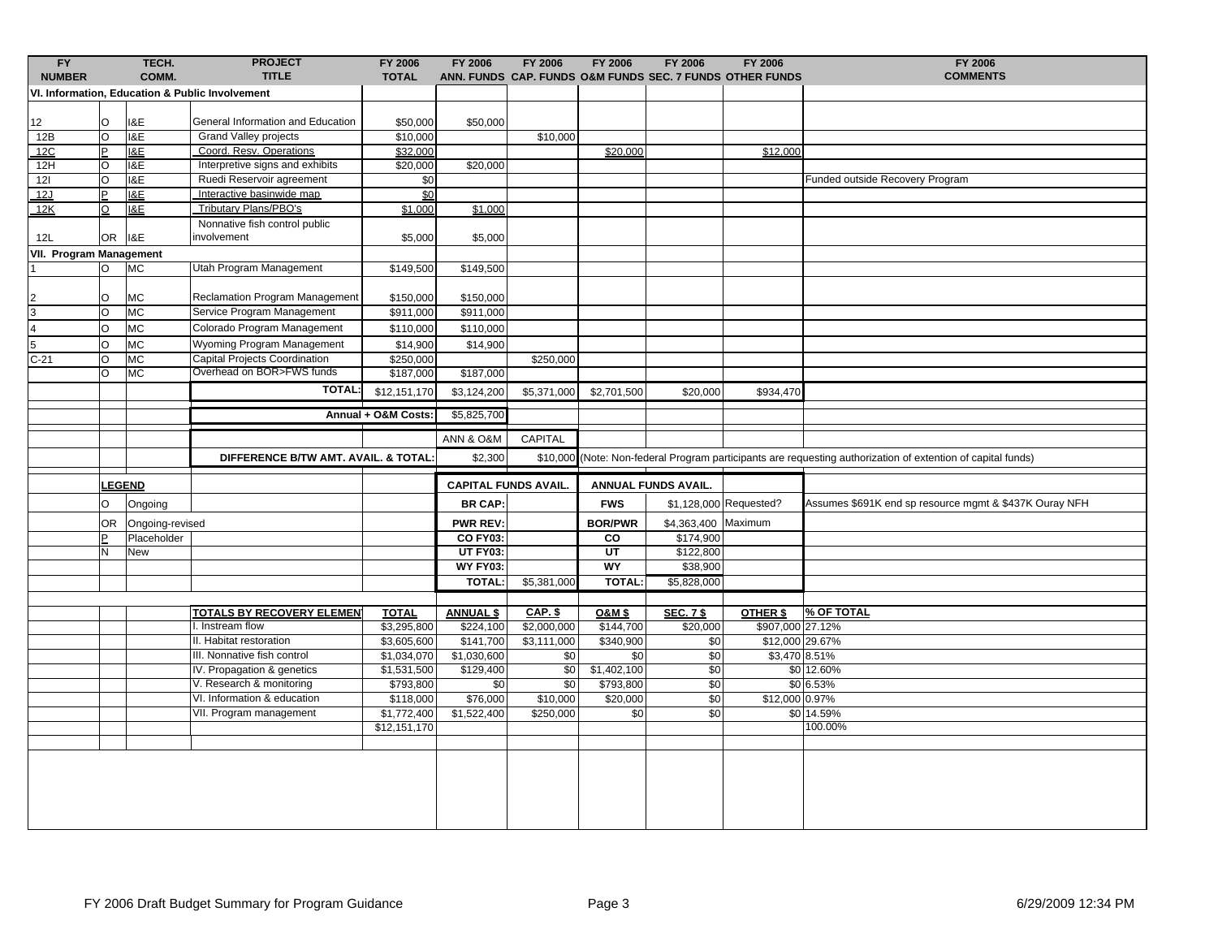| FY NUMBER | | TECH. COMM. | PROJECT TITLE | FY 2006 TOTAL | FY 2006 ANN. FUNDS | FY 2006 CAP. FUNDS | FY 2006 O&M FUNDS | FY 2006 SEC. 7 FUNDS | FY 2006 OTHER FUNDS | FY 2006 COMMENTS |
|---|---|---|---|---|---|---|---|---|---|---|
| VI. Information, Education & Public Involvement | | | | | | | | | | |
| 12 | O | I&E | General Information and Education | $50,000 | $50,000 | | | | | |
| 12B | O | I&E | Grand Valley projects | $10,000 | | $10,000 | | | | |
| 12C | P | I&E | Coord. Resv. Operations | $32,000 | | | $20,000 | | $12,000 | |
| 12H | O | I&E | Interpretive signs and exhibits | $20,000 | $20,000 | | | | | |
| 12I | O | I&E | Ruedi Reservoir agreement | $0 | | | | | | Funded outside Recovery Program |
| 12J | P | I&E | Interactive basinwide map | $0 | | | | | | |
| 12K | O | I&E | Tributary Plans/PBO's | $1,000 | $1,000 | | | | | |
| 12L | OR | I&E | Nonnative fish control public involvement | $5,000 | $5,000 | | | | | |
| VII. Program Management | | | | | | | | | | |
| 1 | O | MC | Utah Program Management | $149,500 | $149,500 | | | | | |
| 2 | O | MC | Reclamation Program Management | $150,000 | $150,000 | | | | | |
| 3 | O | MC | Service Program Management | $911,000 | $911,000 | | | | | |
| 4 | O | MC | Colorado Program Management | $110,000 | $110,000 | | | | | |
| 5 | O | MC | Wyoming Program Management | $14,900 | $14,900 | | | | | |
| C-21 | O | MC | Capital Projects Coordination | $250,000 | | $250,000 | | | | |
| | O | MC | Overhead on BOR>FWS funds | $187,000 | $187,000 | | | | | |
| | | | TOTAL: | $12,151,170 | $3,124,200 | $5,371,000 | $2,701,500 | $20,000 | $934,470 | |
| | | | Annual + O&M Costs: | | $5,825,700 | | | | | |
| | | | | | ANN & O&M | CAPITAL | | | | |
| | | | DIFFERENCE B/TW AMT. AVAIL. & TOTAL: | | $2,300 | $10,000 | (Note: Non-federal Program participants are requesting authorization of extention of capital funds) | | | |
| | LEGEND | | | | CAPITAL FUNDS AVAIL. | | ANNUAL FUNDS AVAIL. | | | |
| | O | Ongoing | | | BR CAP: | | FWS | $1,128,000 | Requested? | Assumes $691K end sp resource mgmt & $437K Ouray NFH |
| | OR | Ongoing-revised | | | PWR REV: | | BOR/PWR | $4,363,400 | Maximum | |
| | P | Placeholder | | | CO FY03: | | CO | $174,900 | | |
| | N | New | | | UT FY03: | | UT | $122,800 | | |
| | | | | | WY FY03: | | WY | $38,900 | | |
| | | | | | TOTAL: | $5,381,000 | TOTAL: | $5,828,000 | | |

| | | | TOTALS BY RECOVERY ELEMENT | TOTAL | ANNUAL $ | CAP. $ | O&M $ | SEC. 7 $ | OTHER $ | % OF TOTAL |
|---|---|---|---|---|---|---|---|---|---|---|
| | | | I. Instream flow | $3,295,800 | $224,100 | $2,000,000 | $144,700 | $20,000 | $907,000 | 27.12% |
| | | | II. Habitat restoration | $3,605,600 | $141,700 | $3,111,000 | $340,900 | $0 | $12,000 | 29.67% |
| | | | III. Nonnative fish control | $1,034,070 | $1,030,600 | $0 | $0 | $0 | $3,470 | 8.51% |
| | | | IV. Propagation & genetics | $1,531,500 | $129,400 | $0 | $1,402,100 | $0 | $0 | 12.60% |
| | | | V. Research & monitoring | $793,800 | $0 | $0 | $793,800 | $0 | $0 | 6.53% |
| | | | VI. Information & education | $118,000 | $76,000 | $10,000 | $20,000 | $0 | $12,000 | 0.97% |
| | | | VII. Program management | $1,772,400 | $1,522,400 | $250,000 | $0 | $0 | $0 | 14.59% |
| | | | | $12,151,170 | | | | | | 100.00% |

FY 2006 Draft Budget Summary for Program Guidance

6/29/2009 12:34 PM